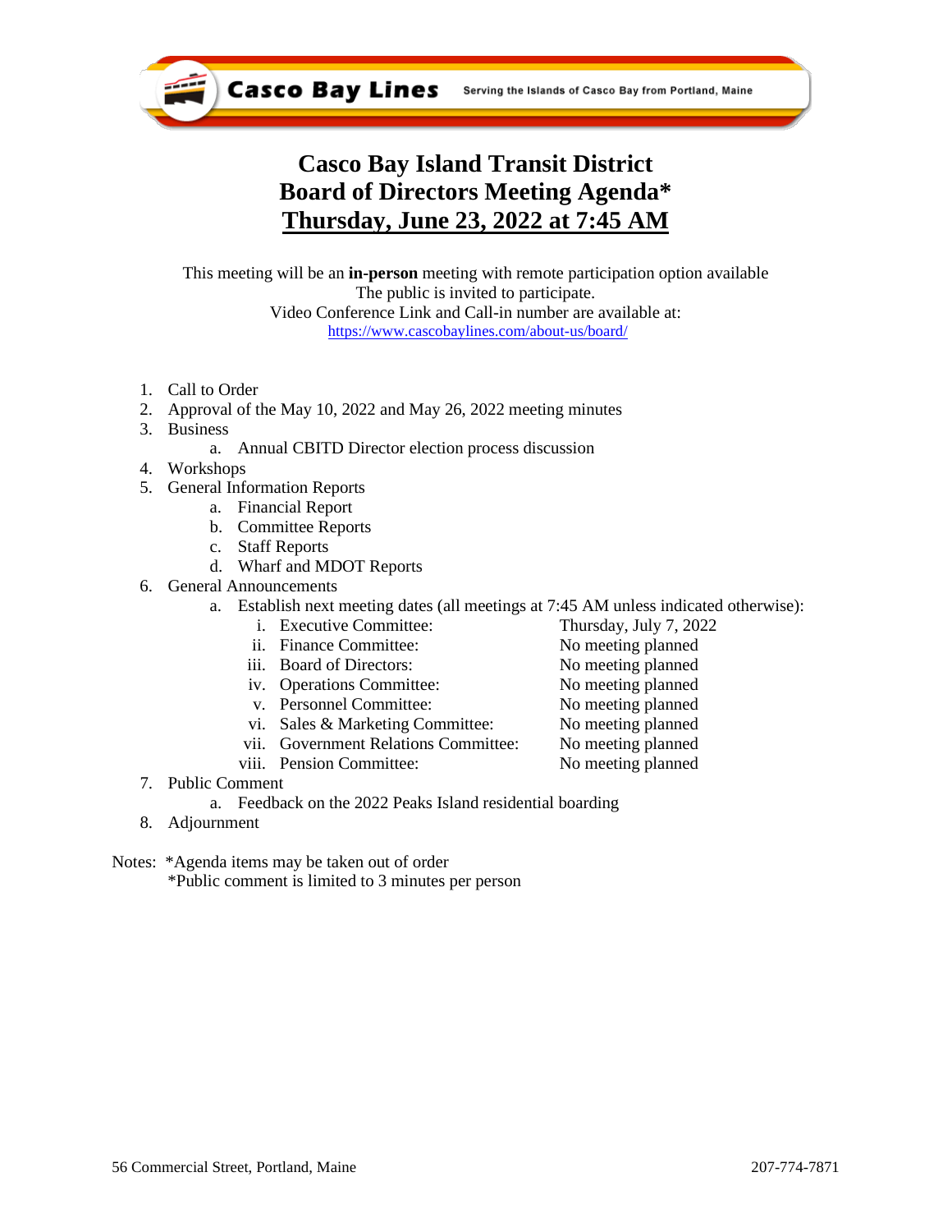Casco Bay Lines — Serving the Islands of Casco Bay from Portland, Maine

# Casco Bay Island Transit District
# Board of Directors Meeting Agenda*
# Thursday, June 23, 2022 at 7:45 AM

This meeting will be an **in-person** meeting with remote participation option available
The public is invited to participate.
Video Conference Link and Call-in number are available at:
https://www.cascobaylines.com/about-us/board/

1. Call to Order
2. Approval of the May 10, 2022 and May 26, 2022 meeting minutes
3. Business
   a. Annual CBITD Director election process discussion
4. Workshops
5. General Information Reports
   a. Financial Report
   b. Committee Reports
   c. Staff Reports
   d. Wharf and MDOT Reports
6. General Announcements
   a. Establish next meeting dates (all meetings at 7:45 AM unless indicated otherwise):
      i. Executive Committee: Thursday, July 7, 2022
      ii. Finance Committee: No meeting planned
      iii. Board of Directors: No meeting planned
      iv. Operations Committee: No meeting planned
      v. Personnel Committee: No meeting planned
      vi. Sales & Marketing Committee: No meeting planned
      vii. Government Relations Committee: No meeting planned
      viii. Pension Committee: No meeting planned
7. Public Comment
   a. Feedback on the 2022 Peaks Island residential boarding
8. Adjournment

Notes: *Agenda items may be taken out of order
*Public comment is limited to 3 minutes per person

56 Commercial Street, Portland, Maine 207-774-7871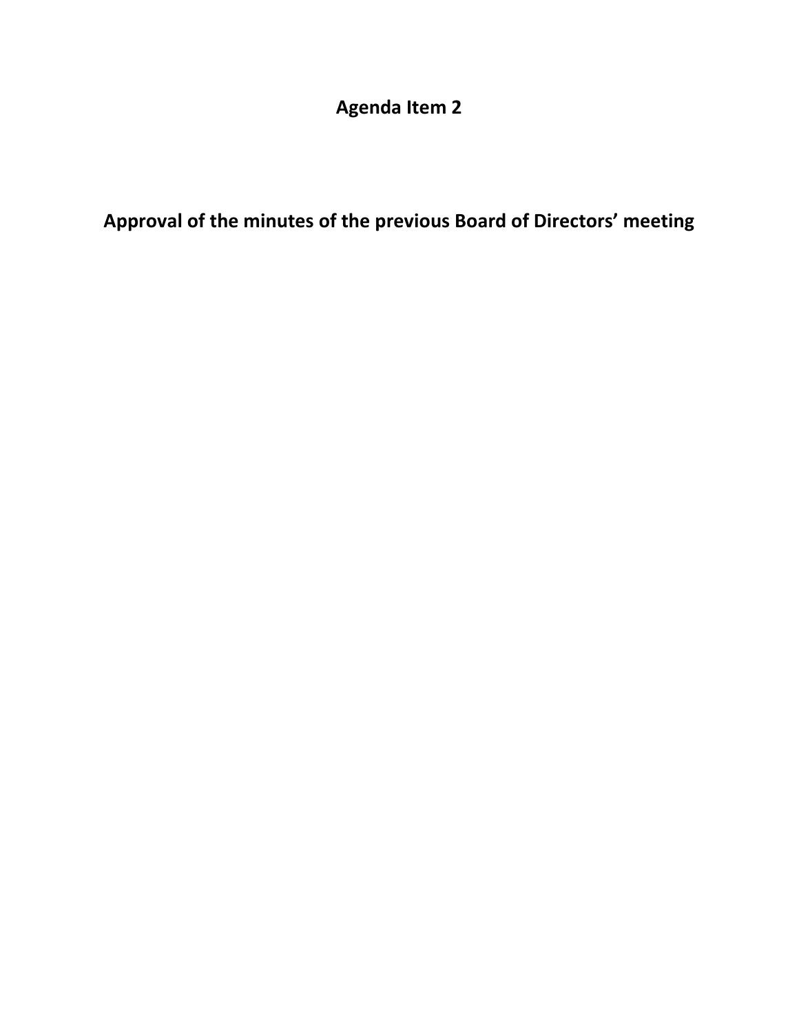# Agenda Item 2

## Approval of the minutes of the previous Board of Directors' meeting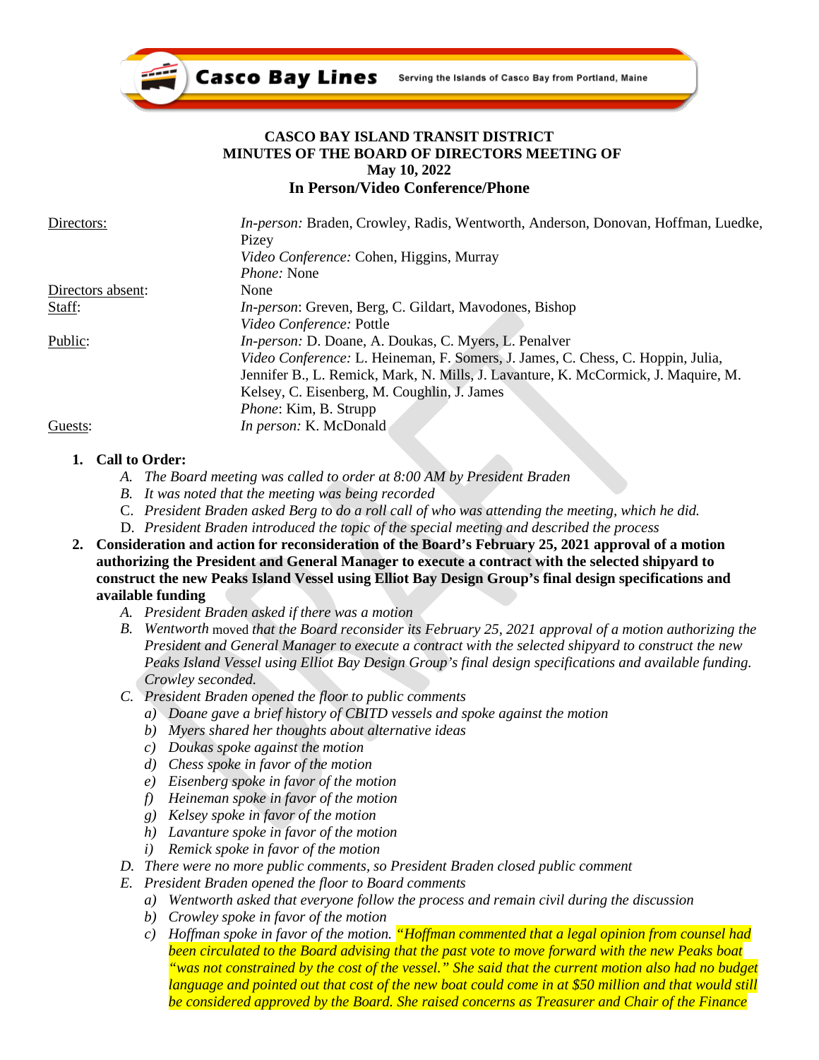**CASCO BAY ISLAND TRANSIT DISTRICT**
**MINUTES OF THE BOARD OF DIRECTORS MEETING OF**
**May 10, 2022**
**In Person/Video Conference/Phone**

| | |
|---|---|
| Directors: | *In-person:* Braden, Crowley, Radis, Wentworth, Anderson, Donovan, Hoffman, Luedke, Pizey<br>*Video Conference:* Cohen, Higgins, Murray<br>*Phone:* None |
| Directors absent: | None |
| Staff: | *In-person*: Greven, Berg, C. Gildart, Mavodones, Bishop<br>*Video Conference:* Pottle |
| Public: | *In-person:* D. Doane, A. Doukas, C. Myers, L. Penalver<br>*Video Conference:* L. Heineman, F. Somers, J. James, C. Chess, C. Hoppin, Julia, Jennifer B., L. Remick, Mark, N. Mills, J. Lavanture, K. McCormick, J. Maquire, M. Kelsey, C. Eisenberg, M. Coughlin, J. James<br>*Phone*: Kim, B. Strupp |
| Guests: | *In person:* K. McDonald |

1. **Call to Order:**
   A. *The Board meeting was called to order at 8:00 AM by President Braden*
   B. *It was noted that the meeting was being recorded*
   C. *President Braden asked Berg to do a roll call of who was attending the meeting, which he did.*
   D. *President Braden introduced the topic of the special meeting and described the process*
2. **Consideration and action for reconsideration of the Board's February 25, 2021 approval of a motion authorizing the President and General Manager to execute a contract with the selected shipyard to construct the new Peaks Island Vessel using Elliot Bay Design Group's final design specifications and available funding**
   A. *President Braden asked if there was a motion*
   B. *Wentworth* moved *that the Board reconsider its February 25, 2021 approval of a motion authorizing the President and General Manager to execute a contract with the selected shipyard to construct the new Peaks Island Vessel using Elliot Bay Design Group's final design specifications and available funding. Crowley seconded.*
   C. *President Braden opened the floor to public comments*
      a) *Doane gave a brief history of CBITD vessels and spoke against the motion*
      b) *Myers shared her thoughts about alternative ideas*
      c) *Doukas spoke against the motion*
      d) *Chess spoke in favor of the motion*
      e) *Eisenberg spoke in favor of the motion*
      f) *Heineman spoke in favor of the motion*
      g) *Kelsey spoke in favor of the motion*
      h) *Lavanture spoke in favor of the motion*
      i) *Remick spoke in favor of the motion*
   D. *There were no more public comments, so President Braden closed public comment*
   E. *President Braden opened the floor to Board comments*
      a) *Wentworth asked that everyone follow the process and remain civil during the discussion*
      b) *Crowley spoke in favor of the motion*
      c) *Hoffman spoke in favor of the motion. "Hoffman commented that a legal opinion from counsel had been circulated to the Board advising that the past vote to move forward with the new Peaks boat "was not constrained by the cost of the vessel." She said that the current motion also had no budget language and pointed out that cost of the new boat could come in at $50 million and that would still be considered approved by the Board. She raised concerns as Treasurer and Chair of the Finance*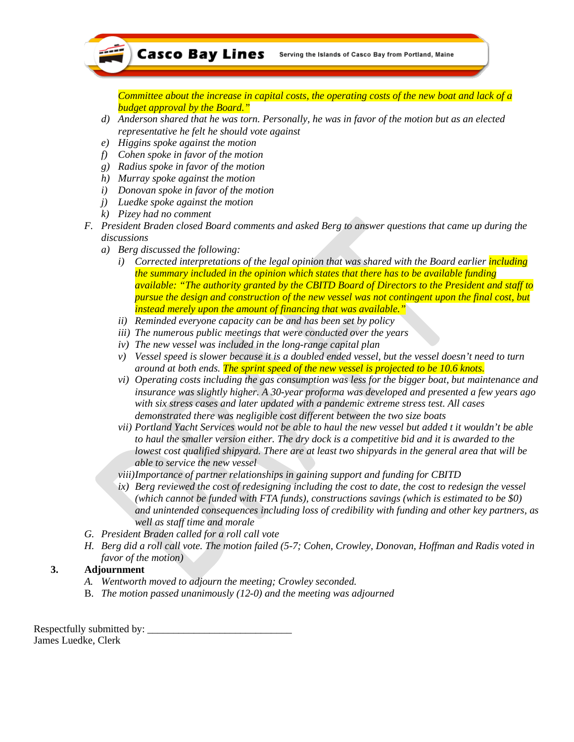*Committee about the increase in capital costs, the operating costs of the new boat and lack of a budget approval by the Board."*

- d) *Anderson shared that he was torn. Personally, he was in favor of the motion but as an elected representative he felt he should vote against*
- e) *Higgins spoke against the motion*
- f) *Cohen spoke in favor of the motion*
- g) *Radius spoke in favor of the motion*
- h) *Murray spoke against the motion*
- i) *Donovan spoke in favor of the motion*
- j) *Luedke spoke against the motion*
- k) *Pizey had no comment*

F. *President Braden closed Board comments and asked Berg to answer questions that came up during the discussions*

- a) *Berg discussed the following:*
  - i) *Corrected interpretations of the legal opinion that was shared with the Board earlier including the summary included in the opinion which states that there has to be available funding available: "The authority granted by the CBITD Board of Directors to the President and staff to pursue the design and construction of the new vessel was not contingent upon the final cost, but instead merely upon the amount of financing that was available."*
  - ii) *Reminded everyone capacity can be and has been set by policy*
  - iii) *The numerous public meetings that were conducted over the years*
  - iv) *The new vessel was included in the long-range capital plan*
  - v) *Vessel speed is slower because it is a doubled ended vessel, but the vessel doesn't need to turn around at both ends. The sprint speed of the new vessel is projected to be 10.6 knots.*
  - vi) *Operating costs including the gas consumption was less for the bigger boat, but maintenance and insurance was slightly higher. A 30-year proforma was developed and presented a few years ago with six stress cases and later updated with a pandemic extreme stress test. All cases demonstrated there was negligible cost different between the two size boats*
  - vii) *Portland Yacht Services would not be able to haul the new vessel but added t it wouldn't be able to haul the smaller version either. The dry dock is a competitive bid and it is awarded to the lowest cost qualified shipyard. There are at least two shipyards in the general area that will be able to service the new vessel*
  - viii) *Importance of partner relationships in gaining support and funding for CBITD*
  - ix) *Berg reviewed the cost of redesigning including the cost to date, the cost to redesign the vessel (which cannot be funded with FTA funds), constructions savings (which is estimated to be $0) and unintended consequences including loss of credibility with funding and other key partners, as well as staff time and morale*

G. *President Braden called for a roll call vote*

H. *Berg did a roll call vote. The motion failed (5-7; Cohen, Crowley, Donovan, Hoffman and Radis voted in favor of the motion)*

**3. Adjournment**

A. *Wentworth moved to adjourn the meeting; Crowley seconded.*

B. *The motion passed unanimously (12-0) and the meeting was adjourned*

Respectfully submitted by: ____________________________
James Luedke, Clerk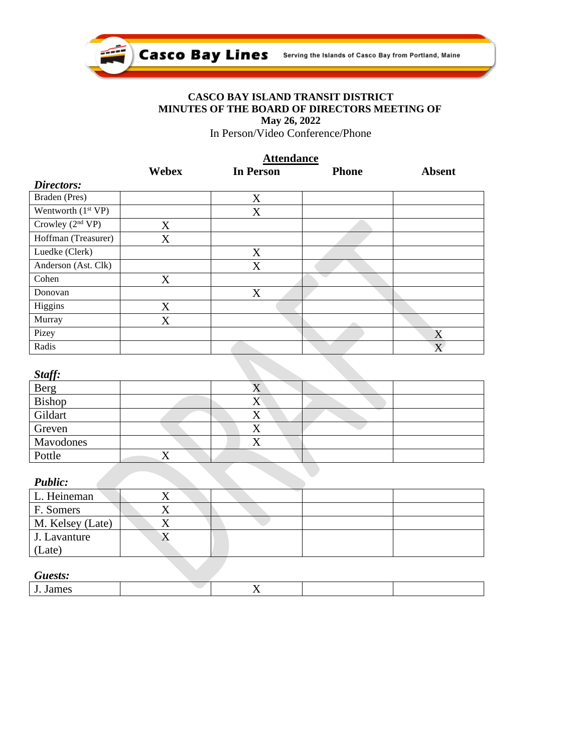**CASCO BAY ISLAND TRANSIT DISTRICT**
**MINUTES OF THE BOARD OF DIRECTORS MEETING OF**
**May 26, 2022**
In Person/Video Conference/Phone

**Attendance**

| *Directors:* | Webex | In Person | Phone | Absent |
|---|---|---|---|---|
| Braden (Pres) | | X | | |
| Wentworth (1st VP) | | X | | |
| Crowley (2nd VP) | X | | | |
| Hoffman (Treasurer) | X | | | |
| Luedke (Clerk) | | X | | |
| Anderson (Ast. Clk) | | X | | |
| Cohen | X | | | |
| Donovan | | X | | |
| Higgins | X | | | |
| Murray | X | | | |
| Pizey | | | | X |
| Radis | | | | X |

*Staff:*

| Name | Webex | In Person | Phone | Absent |
|---|---|---|---|---|
| Berg | | X | | |
| Bishop | | X | | |
| Gildart | | X | | |
| Greven | | X | | |
| Mavodones | | X | | |
| Pottle | X | | | |

*Public:*

| Name | Webex | In Person | Phone | Absent |
|---|---|---|---|---|
| L. Heineman | X | | | |
| F. Somers | X | | | |
| M. Kelsey (Late) | X | | | |
| J. Lavanture (Late) | X | | | |

*Guests:*

| Name | Webex | In Person | Phone | Absent |
|---|---|---|---|---|
| J. James | | X | | |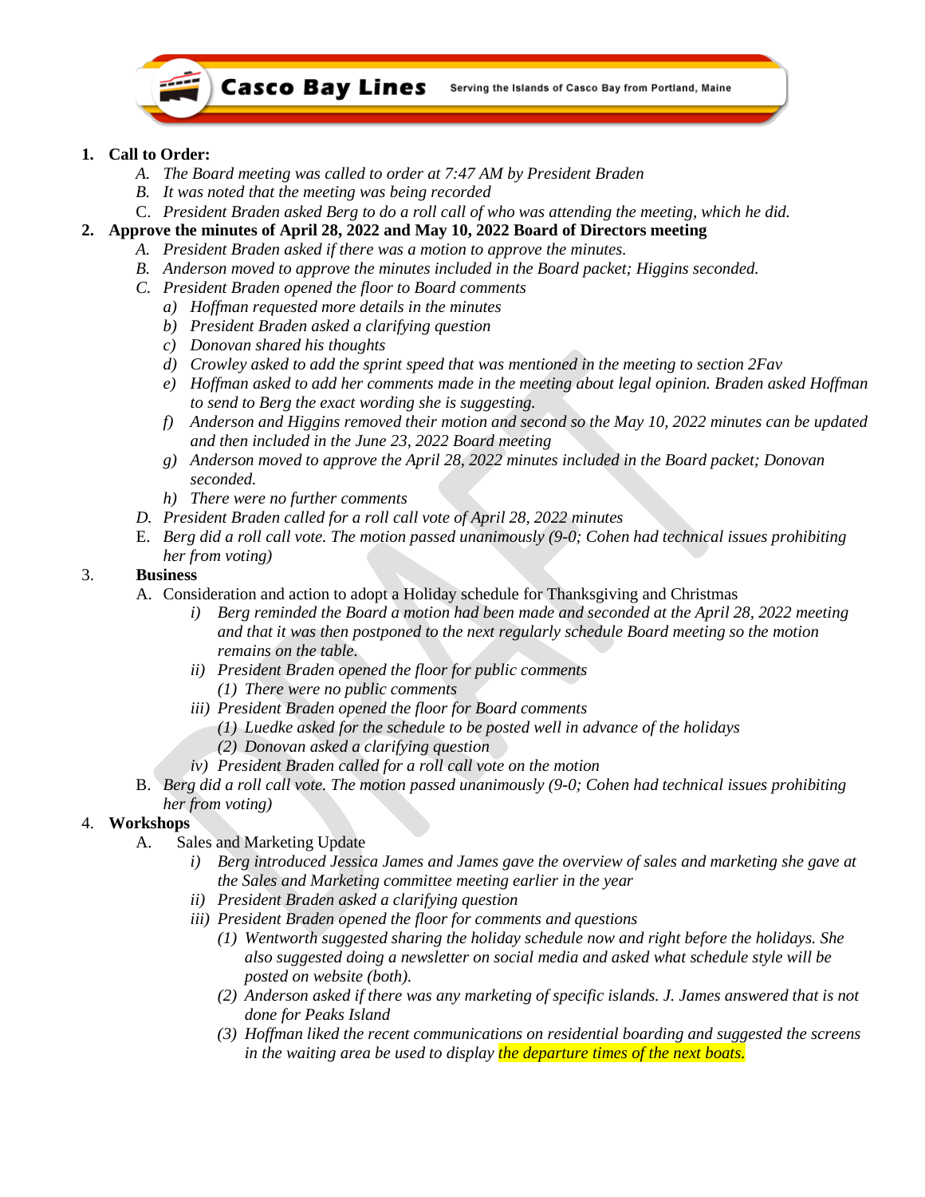**Casco Bay Lines** Serving the Islands of Casco Bay from Portland, Maine

1. **Call to Order:**
   - A. *The Board meeting was called to order at 7:47 AM by President Braden*
   - B. *It was noted that the meeting was being recorded*
   - C. *President Braden asked Berg to do a roll call of who was attending the meeting, which he did.*
2. **Approve the minutes of April 28, 2022 and May 10, 2022 Board of Directors meeting**
   - A. *President Braden asked if there was a motion to approve the minutes.*
   - B. *Anderson moved to approve the minutes included in the Board packet; Higgins seconded.*
   - C. *President Braden opened the floor to Board comments*
     - a) *Hoffman requested more details in the minutes*
     - b) *President Braden asked a clarifying question*
     - c) *Donovan shared his thoughts*
     - d) *Crowley asked to add the sprint speed that was mentioned in the meeting to section 2Fav*
     - e) *Hoffman asked to add her comments made in the meeting about legal opinion. Braden asked Hoffman to send to Berg the exact wording she is suggesting.*
     - f) *Anderson and Higgins removed their motion and second so the May 10, 2022 minutes can be updated and then included in the June 23, 2022 Board meeting*
     - g) *Anderson moved to approve the April 28, 2022 minutes included in the Board packet; Donovan seconded.*
     - h) *There were no further comments*
   - D. *President Braden called for a roll call vote of April 28, 2022 minutes*
   - E. *Berg did a roll call vote. The motion passed unanimously (9-0; Cohen had technical issues prohibiting her from voting)*
3. **Business**
   - A. Consideration and action to adopt a Holiday schedule for Thanksgiving and Christmas
     - i) *Berg reminded the Board a motion had been made and seconded at the April 28, 2022 meeting and that it was then postponed to the next regularly schedule Board meeting so the motion remains on the table.*
     - ii) *President Braden opened the floor for public comments*
       - (1) *There were no public comments*
     - iii) *President Braden opened the floor for Board comments*
       - (1) *Luedke asked for the schedule to be posted well in advance of the holidays*
       - (2) *Donovan asked a clarifying question*
     - iv) *President Braden called for a roll call vote on the motion*
   - B. *Berg did a roll call vote. The motion passed unanimously (9-0; Cohen had technical issues prohibiting her from voting)*
4. **Workshops**
   - A. Sales and Marketing Update
     - i) *Berg introduced Jessica James and James gave the overview of sales and marketing she gave at the Sales and Marketing committee meeting earlier in the year*
     - ii) *President Braden asked a clarifying question*
     - iii) *President Braden opened the floor for comments and questions*
       - (1) *Wentworth suggested sharing the holiday schedule now and right before the holidays. She also suggested doing a newsletter on social media and asked what schedule style will be posted on website (both).*
       - (2) *Anderson asked if there was any marketing of specific islands. J. James answered that is not done for Peaks Island*
       - (3) *Hoffman liked the recent communications on residential boarding and suggested the screens in the waiting area be used to display the departure times of the next boats.*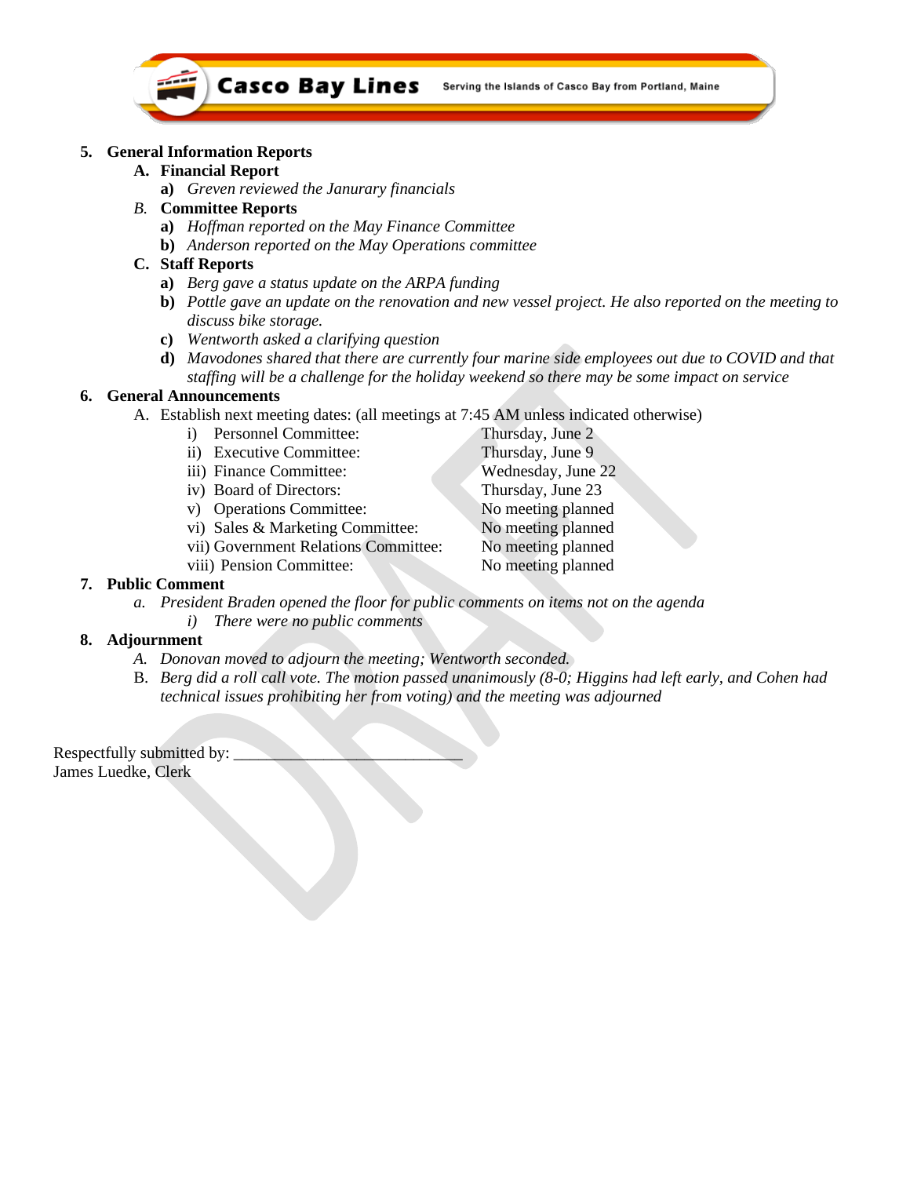**5. General Information Reports**

**A. Financial Report**

**a)** *Greven reviewed the Janurary financials*

*B.* **Committee Reports**

**a)** *Hoffman reported on the May Finance Committee*

**b)** *Anderson reported on the May Operations committee*

**C. Staff Reports**

**a)** *Berg gave a status update on the ARPA funding*

**b)** *Pottle gave an update on the renovation and new vessel project. He also reported on the meeting to discuss bike storage.*

**c)** *Wentworth asked a clarifying question*

**d)** *Mavodones shared that there are currently four marine side employees out due to COVID and that staffing will be a challenge for the holiday weekend so there may be some impact on service*

**6. General Announcements**

A. Establish next meeting dates: (all meetings at 7:45 AM unless indicated otherwise)

| | |
|---|---|
| i) Personnel Committee: | Thursday, June 2 |
| ii) Executive Committee: | Thursday, June 9 |
| iii) Finance Committee: | Wednesday, June 22 |
| iv) Board of Directors: | Thursday, June 23 |
| v) Operations Committee: | No meeting planned |
| vi) Sales & Marketing Committee: | No meeting planned |
| vii) Government Relations Committee: | No meeting planned |
| viii) Pension Committee: | No meeting planned |

**7. Public Comment**

*a. President Braden opened the floor for public comments on items not on the agenda*

*i) There were no public comments*

**8. Adjournment**

*A. Donovan moved to adjourn the meeting; Wentworth seconded.*

B. *Berg did a roll call vote. The motion passed unanimously (8-0; Higgins had left early, and Cohen had technical issues prohibiting her from voting) and the meeting was adjourned*

Respectfully submitted by: ____________________________
James Luedke, Clerk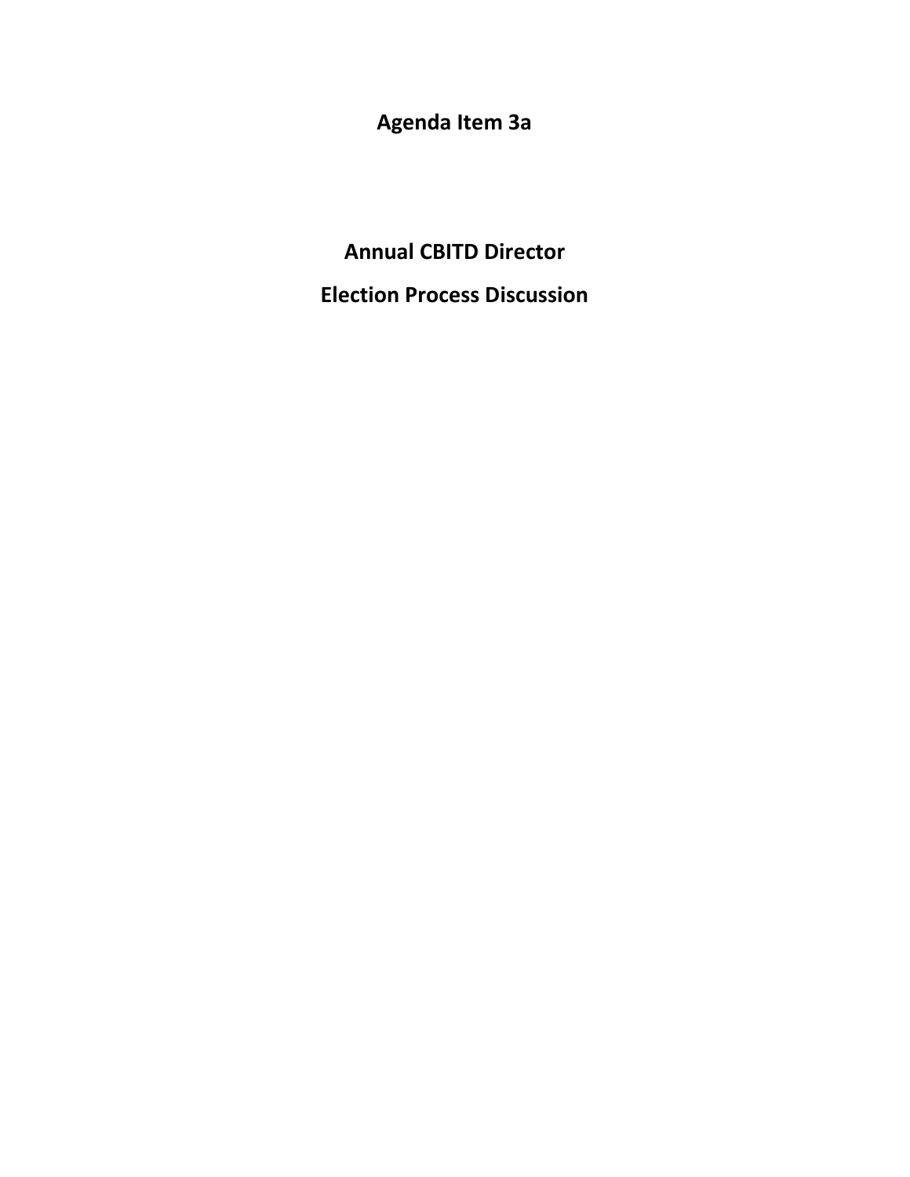**Agenda Item 3a**

# Annual CBITD Director

# Election Process Discussion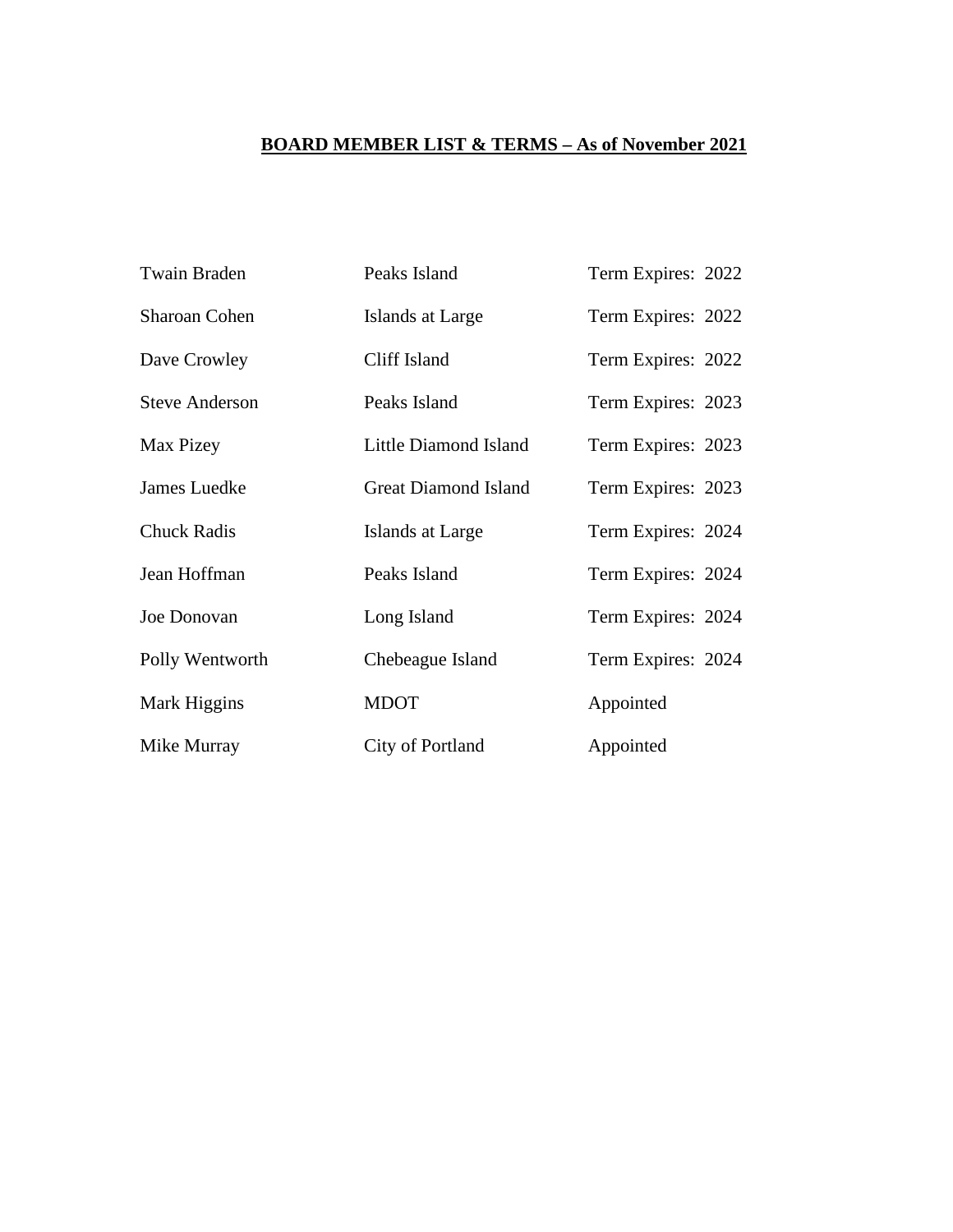**BOARD MEMBER LIST & TERMS – As of November 2021**

| | | |
|---|---|---|
| Twain Braden | Peaks Island | Term Expires: 2022 |
| Sharoan Cohen | Islands at Large | Term Expires: 2022 |
| Dave Crowley | Cliff Island | Term Expires: 2022 |
| Steve Anderson | Peaks Island | Term Expires: 2023 |
| Max Pizey | Little Diamond Island | Term Expires: 2023 |
| James Luedke | Great Diamond Island | Term Expires: 2023 |
| Chuck Radis | Islands at Large | Term Expires: 2024 |
| Jean Hoffman | Peaks Island | Term Expires: 2024 |
| Joe Donovan | Long Island | Term Expires: 2024 |
| Polly Wentworth | Chebeague Island | Term Expires: 2024 |
| Mark Higgins | MDOT | Appointed |
| Mike Murray | City of Portland | Appointed |